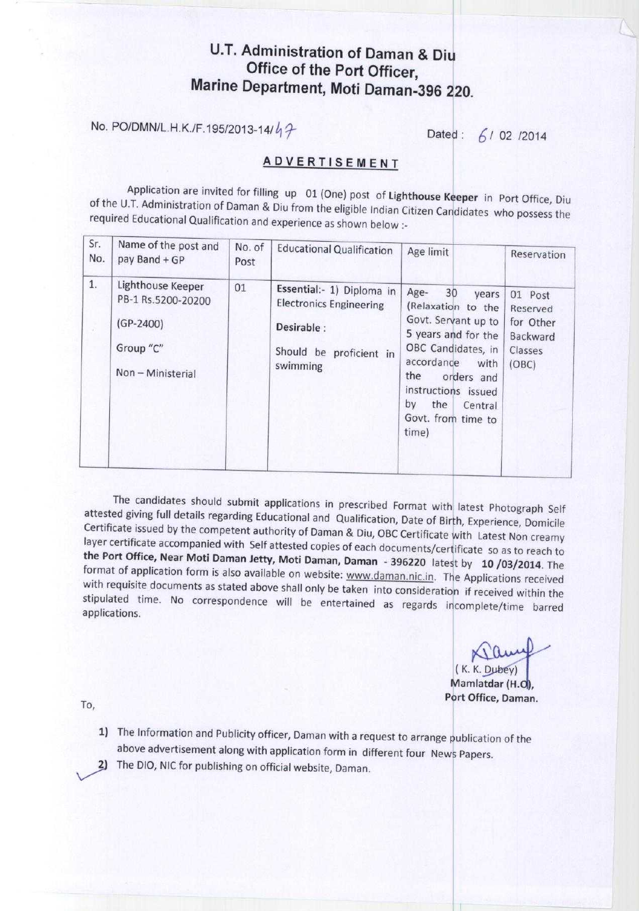# U.T. Administration of Daman & Diu
## Office of the Port Officer,
## Marine Department, Moti Daman-396 220.

No. PO/DMN/L.H.K./F.195/2013-14/47

Dated : 6/ 02 /2014

### ADVERTISEMENT

Application are invited for filling up 01 (One) post of **Lighthouse Keeper** in Port Office, Diu of the U.T. Administration of Daman & Diu from the eligible Indian Citizen Candidates who possess the required Educational Qualification and experience as shown below :-

| Sr. No. | Name of the post and pay Band + GP | No. of Post | Educational Qualification | Age limit | Reservation |
|---|---|---|---|---|---|
| 1. | Lighthouse Keeper PB-1 Rs.5200-20200 (GP-2400) Group "C" Non – Ministerial | 01 | **Essential:-** 1) Diploma in Electronics Engineering **Desirable :** Should be proficient in swimming | Age- 30 years (Relaxation to the Govt. Servant up to 5 years and for the OBC Candidates, in accordance with the orders and instructions issued by the Central Govt. from time to time) | 01 Post Reserved for Other Backward Classes (OBC) |

The candidates should submit applications in prescribed Format with latest Photograph Self attested giving full details regarding Educational and Qualification, Date of Birth, Experience, Domicile Certificate issued by the competent authority of Daman & Diu, OBC Certificate with Latest Non creamy layer certificate accompanied with Self attested copies of each documents/certificate so as to reach to **the Port Office, Near Moti Daman Jetty, Moti Daman, Daman - 396220** latest by **10 /03/2014.** The format of application form is also available on website: www.daman.nic.in. The Applications received with requisite documents as stated above shall only be taken into consideration if received within the stipulated time. No correspondence will be entertained as regards incomplete/time barred applications.

( K. K. Dubey)
**Mamlatdar (H.Q),**
**Port Office, Daman.**

To,

1) The Information and Publicity officer, Daman with a request to arrange publication of the above advertisement along with application form in different four News Papers.
2) The DIO, NIC for publishing on official website, Daman.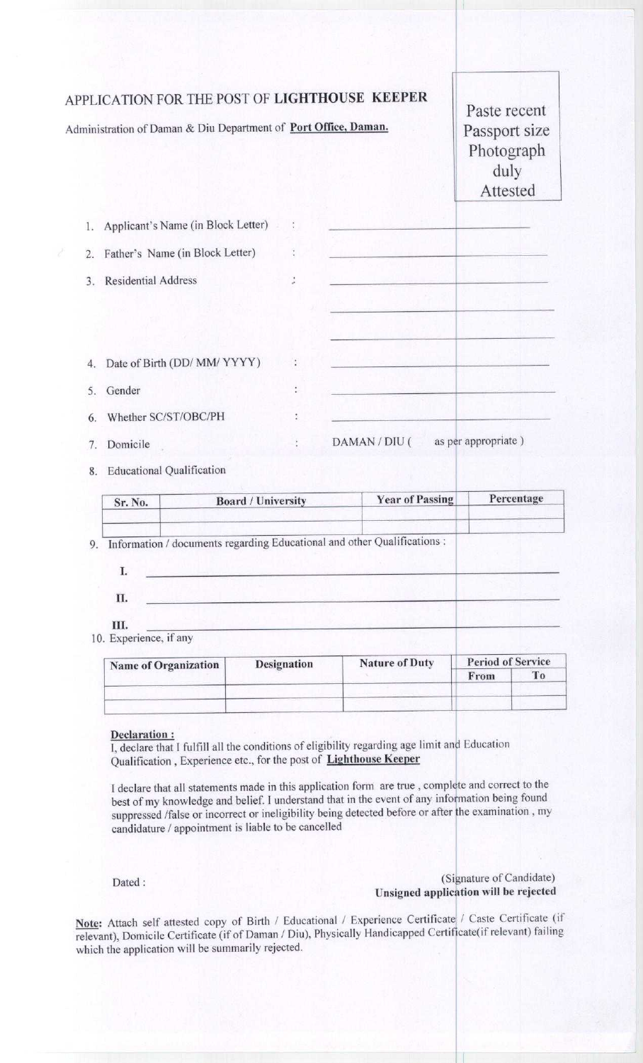# APPLICATION FOR THE POST OF **LIGHTHOUSE KEEPER**

Administration of Daman & Diu Department of **Port Office, Daman.**

Paste recent Passport size Photograph duly Attested

1. Applicant's Name (in Block Letter) : ____________________
2. Father's Name (in Block Letter) : ____________________
3. Residential Address : ____________________

   ____________________

   ____________________
4. Date of Birth (DD/ MM/ YYYY) : ____________________
5. Gender : ____________________
6. Whether SC/ST/OBC/PH : ____________________
7. Domicile : DAMAN / DIU ( as per appropriate )
8. Educational Qualification

| Sr. No. | Board / University | Year of Passing | Percentage |
|---|---|---|---|
| | | | |

9. Information / documents regarding Educational and other Qualifications :

   I. ____________________

   II. ____________________

   III. ____________________

10. Experience, if any

| Name of Organization | Designation | Nature of Duty | Period of Service | |
|---|---|---|---|---|
| | | | From | To |
| | | | | |
| | | | | |

**Declaration :**

I, declare that I fulfill all the conditions of eligibility regarding age limit and Education Qualification , Experience etc., for the post of **Lighthouse Keeper**

I declare that all statements made in this application form are true , complete and correct to the best of my knowledge and belief. I understand that in the event of any information being found suppressed /false or incorrect or ineligibility being detected before or after the examination , my candidature / appointment is liable to be cancelled

Dated :

(Signature of Candidate)

**Unsigned application will be rejected**

**Note:** Attach self attested copy of Birth / Educational / Experience Certificate / Caste Certificate (if relevant), Domicile Certificate (if of Daman / Diu), Physically Handicapped Certificate(if relevant) failing which the application will be summarily rejected.